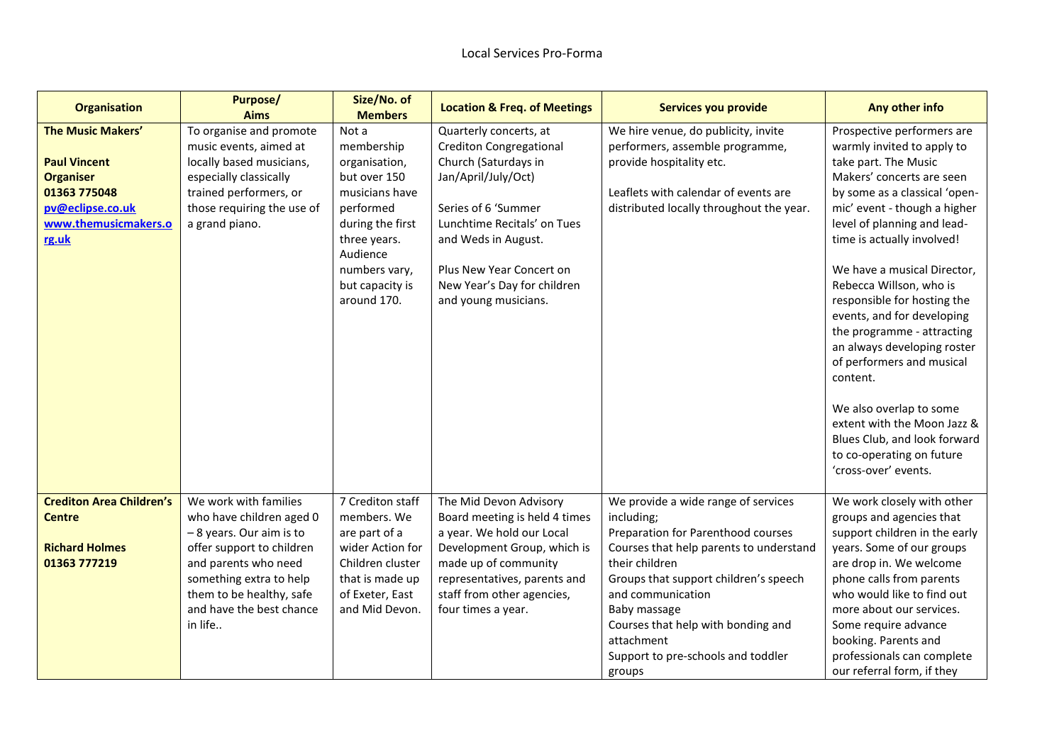# Local Services Pro-Forma

| Organisation | Purpose/ Aims | Size/No. of Members | Location & Freq. of Meetings | Services you provide | Any other info |
|---|---|---|---|---|---|
| **The Music Makers'**<br><br>**Paul Vincent**<br>**Organiser**<br>**01363 775048**<br>**pv@eclipse.co.uk**<br>**www.themusicmakers.org.uk** | To organise and promote music events, aimed at locally based musicians, especially classically trained performers, or those requiring the use of a grand piano. | Not a membership organisation, but over 150 musicians have performed during the first three years. Audience numbers vary, but capacity is around 170. | Quarterly concerts, at Crediton Congregational Church (Saturdays in Jan/April/July/Oct)<br><br>Series of 6 'Summer Lunchtime Recitals' on Tues and Weds in August.<br><br>Plus New Year Concert on New Year's Day for children and young musicians. | We hire venue, do publicity, invite performers, assemble programme, provide hospitality etc.<br><br>Leaflets with calendar of events are distributed locally throughout the year. | Prospective performers are warmly invited to apply to take part. The Music Makers' concerts are seen by some as a classical 'open-mic' event - though a higher level of planning and lead-time is actually involved!<br><br>We have a musical Director, Rebecca Willson, who is responsible for hosting the events, and for developing the programme - attracting an always developing roster of performers and musical content.<br><br>We also overlap to some extent with the Moon Jazz & Blues Club, and look forward to co-operating on future 'cross-over' events. |
| **Crediton Area Children's Centre**<br><br>**Richard Holmes**<br>**01363 777219** | We work with families who have children aged 0 – 8 years. Our aim is to offer support to children and parents who need something extra to help them to be healthy, safe and have the best chance in life.. | 7 Crediton staff members. We are part of a wider Action for Children cluster that is made up of Exeter, East and Mid Devon. | The Mid Devon Advisory Board meeting is held 4 times a year. We hold our Local Development Group, which is made up of community representatives, parents and staff from other agencies, four times a year. | We provide a wide range of services including;<br>Preparation for Parenthood courses<br>Courses that help parents to understand their children<br>Groups that support children's speech and communication<br>Baby massage<br>Courses that help with bonding and attachment<br>Support to pre-schools and toddler groups | We work closely with other groups and agencies that support children in the early years. Some of our groups are drop in. We welcome phone calls from parents who would like to find out more about our services. Some require advance booking. Parents and professionals can complete our referral form, if they |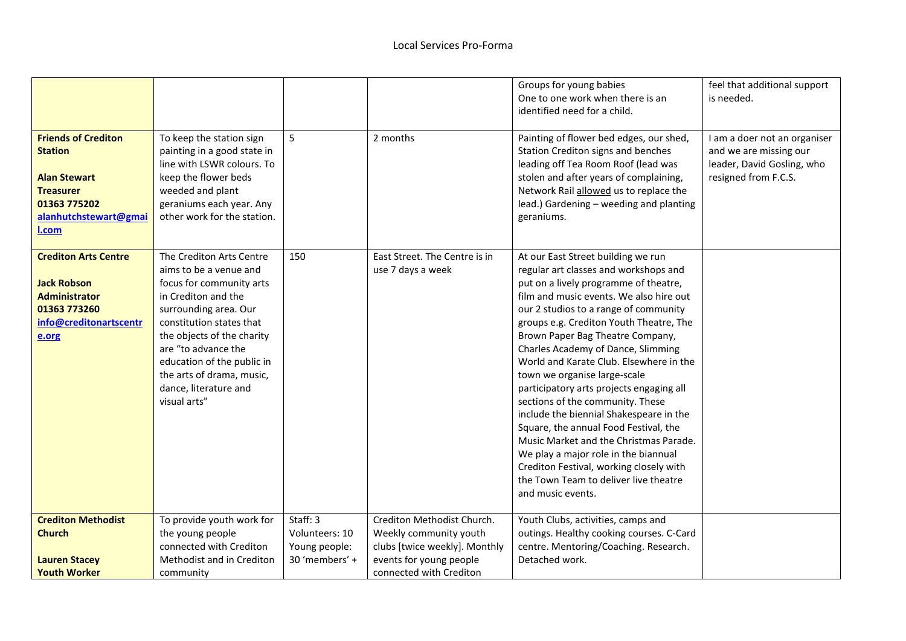# Local Services Pro-Forma

| | | | | | |
|---|---|---|---|---|---|
| | | | | Groups for young babies<br>One to one work when there is an identified need for a child. | feel that additional support is needed. |
| **Friends of Crediton Station**<br><br>**Alan Stewart**<br>**Treasurer**<br>**01363 775202**<br>**alanhutchstewart@gmail.com** | To keep the station sign painting in a good state in line with LSWR colours. To keep the flower beds weeded and plant geraniums each year. Any other work for the station. | 5 | 2 months | Painting of flower bed edges, our shed, Station Crediton signs and benches leading off Tea Room Roof (lead was stolen and after years of complaining, Network Rail allowed us to replace the lead.) Gardening – weeding and planting geraniums. | I am a doer not an organiser and we are missing our leader, David Gosling, who resigned from F.C.S. |
| **Crediton Arts Centre**<br><br>**Jack Robson**<br>**Administrator**<br>**01363 773260**<br>**info@creditonartscentre.org** | The Crediton Arts Centre aims to be a venue and focus for community arts in Crediton and the surrounding area. Our constitution states that the objects of the charity are "to advance the education of the public in the arts of drama, music, dance, literature and visual arts" | 150 | East Street. The Centre is in use 7 days a week | At our East Street building we run regular art classes and workshops and put on a lively programme of theatre, film and music events. We also hire out our 2 studios to a range of community groups e.g. Crediton Youth Theatre, The Brown Paper Bag Theatre Company, Charles Academy of Dance, Slimming World and Karate Club. Elsewhere in the town we organise large-scale participatory arts projects engaging all sections of the community. These include the biennial Shakespeare in the Square, the annual Food Festival, the Music Market and the Christmas Parade. We play a major role in the biannual Crediton Festival, working closely with the Town Team to deliver live theatre and music events. | |
| **Crediton Methodist Church**<br><br>**Lauren Stacey**<br>**Youth Worker** | To provide youth work for the young people connected with Crediton Methodist and in Crediton community | Staff: 3<br>Volunteers: 10<br>Young people: 30 'members' + | Crediton Methodist Church. Weekly community youth clubs [twice weekly]. Monthly events for young people connected with Crediton | Youth Clubs, activities, camps and outings. Healthy cooking courses. C-Card centre. Mentoring/Coaching. Research. Detached work. | |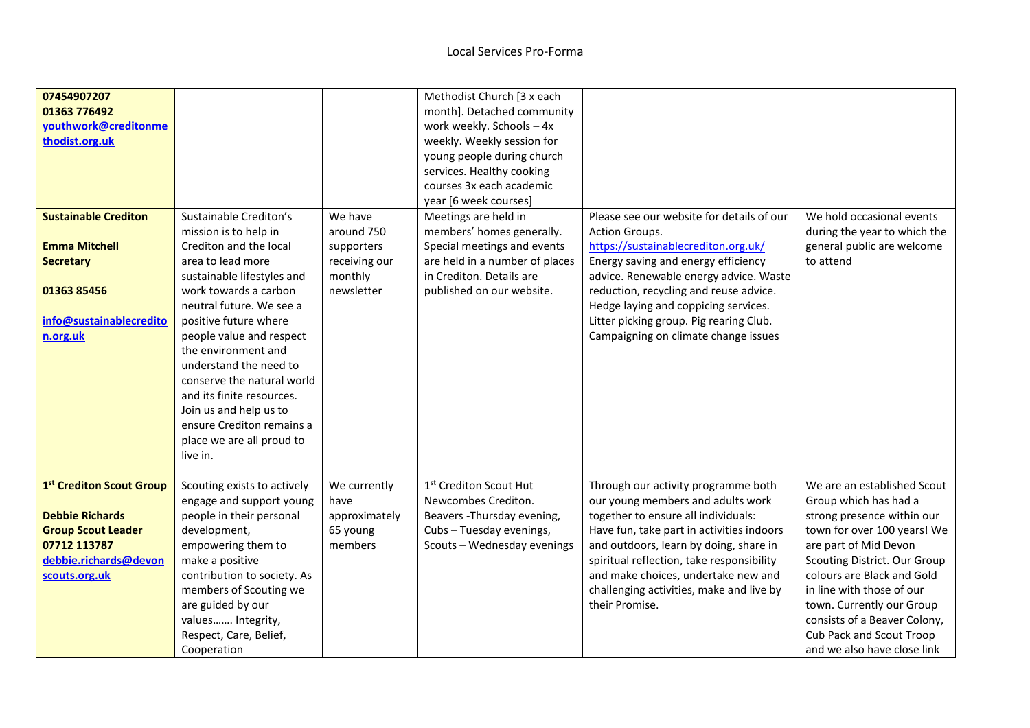| | | | | | |
|---|---|---|---|---|---|
| **07454907207**<br>**01363 776492**<br>**youthwork@creditonmethodist.org.uk** | | | Methodist Church [3 x each month]. Detached community work weekly. Schools – 4x weekly. Weekly session for young people during church services. Healthy cooking courses 3x each academic year [6 week courses] | | |
| **Sustainable Crediton**<br><br>**Emma Mitchell**<br>**Secretary**<br><br>**01363 85456**<br><br>**info@sustainablecrediton.org.uk** | Sustainable Crediton's mission is to help in Crediton and the local area to lead more sustainable lifestyles and work towards a carbon neutral future. We see a positive future where people value and respect the environment and understand the need to conserve the natural world and its finite resources. Join us and help us to ensure Crediton remains a place we are all proud to live in. | We have around 750 supporters receiving our monthly newsletter | Meetings are held in members' homes generally. Special meetings and events are held in a number of places in Crediton. Details are published on our website. | Please see our website for details of our Action Groups.<br>https://sustainablecrediton.org.uk/<br>Energy saving and energy efficiency advice. Renewable energy advice. Waste reduction, recycling and reuse advice. Hedge laying and coppicing services. Litter picking group. Pig rearing Club. Campaigning on climate change issues | We hold occasional events during the year to which the general public are welcome to attend |
| **1st Crediton Scout Group**<br><br>**Debbie Richards**<br>**Group Scout Leader**<br>**07712 113787**<br>**debbie.richards@devonscouts.org.uk** | Scouting exists to actively engage and support young people in their personal development, empowering them to make a positive contribution to society. As members of Scouting we are guided by our values……. Integrity, Respect, Care, Belief, Cooperation | We currently have approximately 65 young members | 1st Crediton Scout Hut Newcombes Crediton.<br>Beavers -Thursday evening,<br>Cubs – Tuesday evenings,<br>Scouts – Wednesday evenings | Through our activity programme both our young members and adults work together to ensure all individuals: Have fun, take part in activities indoors and outdoors, learn by doing, share in spiritual reflection, take responsibility and make choices, undertake new and challenging activities, make and live by their Promise. | We are an established Scout Group which has had a strong presence within our town for over 100 years! We are part of Mid Devon Scouting District. Our Group colours are Black and Gold in line with those of our town. Currently our Group consists of a Beaver Colony, Cub Pack and Scout Troop and we also have close link |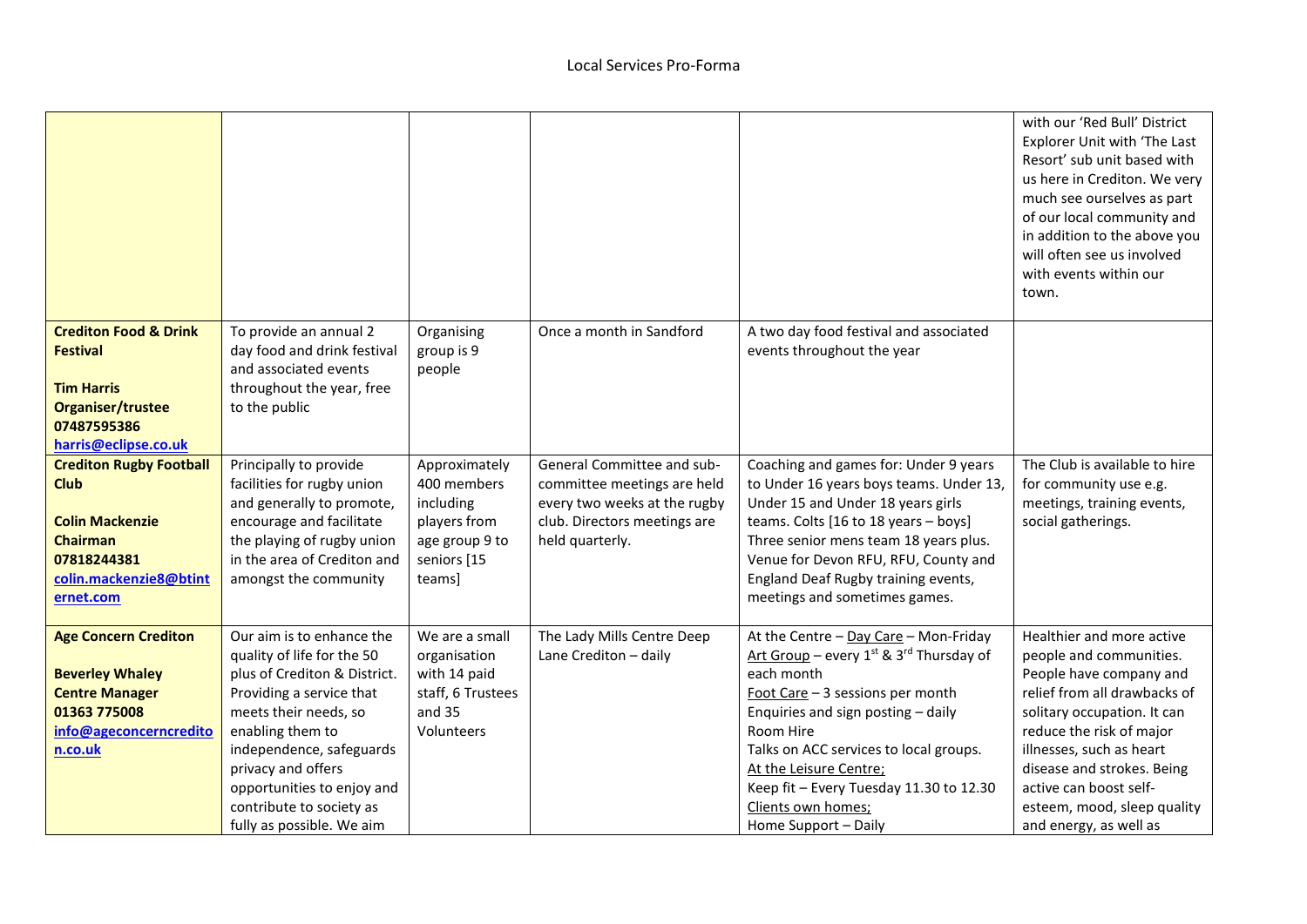Local Services Pro-Forma

| | | | | | |
|---|---|---|---|---|---|
| | | | | | with our 'Red Bull' District Explorer Unit with 'The Last Resort' sub unit based with us here in Crediton. We very much see ourselves as part of our local community and in addition to the above you will often see us involved with events within our town. |
| **Crediton Food & Drink Festival**<br><br>**Tim Harris**<br>**Organiser/trustee**<br>**07487595386**<br>**harris@eclipse.co.uk** | To provide an annual 2 day food and drink festival and associated events throughout the year, free to the public | Organising group is 9 people | Once a month in Sandford | A two day food festival and associated events throughout the year | |
| **Crediton Rugby Football Club**<br><br>**Colin Mackenzie**<br>**Chairman**<br>**07818244381**<br>**colin.mackenzie8@btinternet.com** | Principally to provide facilities for rugby union and generally to promote, encourage and facilitate the playing of rugby union in the area of Crediton and amongst the community | Approximately 400 members including players from age group 9 to seniors [15 teams] | General Committee and sub-committee meetings are held every two weeks at the rugby club. Directors meetings are held quarterly. | Coaching and games for: Under 9 years to Under 16 years boys teams. Under 13, Under 15 and Under 18 years girls teams. Colts [16 to 18 years – boys] Three senior mens team 18 years plus. Venue for Devon RFU, RFU, County and England Deaf Rugby training events, meetings and sometimes games. | The Club is available to hire for community use e.g. meetings, training events, social gatherings. |
| **Age Concern Crediton**<br><br>**Beverley Whaley**<br>**Centre Manager**<br>**01363 775008**<br>**info@ageconcerncrediton.co.uk** | Our aim is to enhance the quality of life for the 50 plus of Crediton & District. Providing a service that meets their needs, so enabling them to independence, safeguards privacy and offers opportunities to enjoy and contribute to society as fully as possible. We aim | We are a small organisation with 14 paid staff, 6 Trustees and 35 Volunteers | The Lady Mills Centre Deep Lane Crediton – daily | At the Centre – Day Care – Mon-Friday<br>Art Group – every 1st & 3rd Thursday of each month<br>Foot Care – 3 sessions per month<br>Enquiries and sign posting – daily<br>Room Hire<br>Talks on ACC services to local groups.<br>At the Leisure Centre;<br>Keep fit – Every Tuesday 11.30 to 12.30<br>Clients own homes;<br>Home Support – Daily | Healthier and more active people and communities. People have company and relief from all drawbacks of solitary occupation. It can reduce the risk of major illnesses, such as heart disease and strokes. Being active can boost self-esteem, mood, sleep quality and energy, as well as |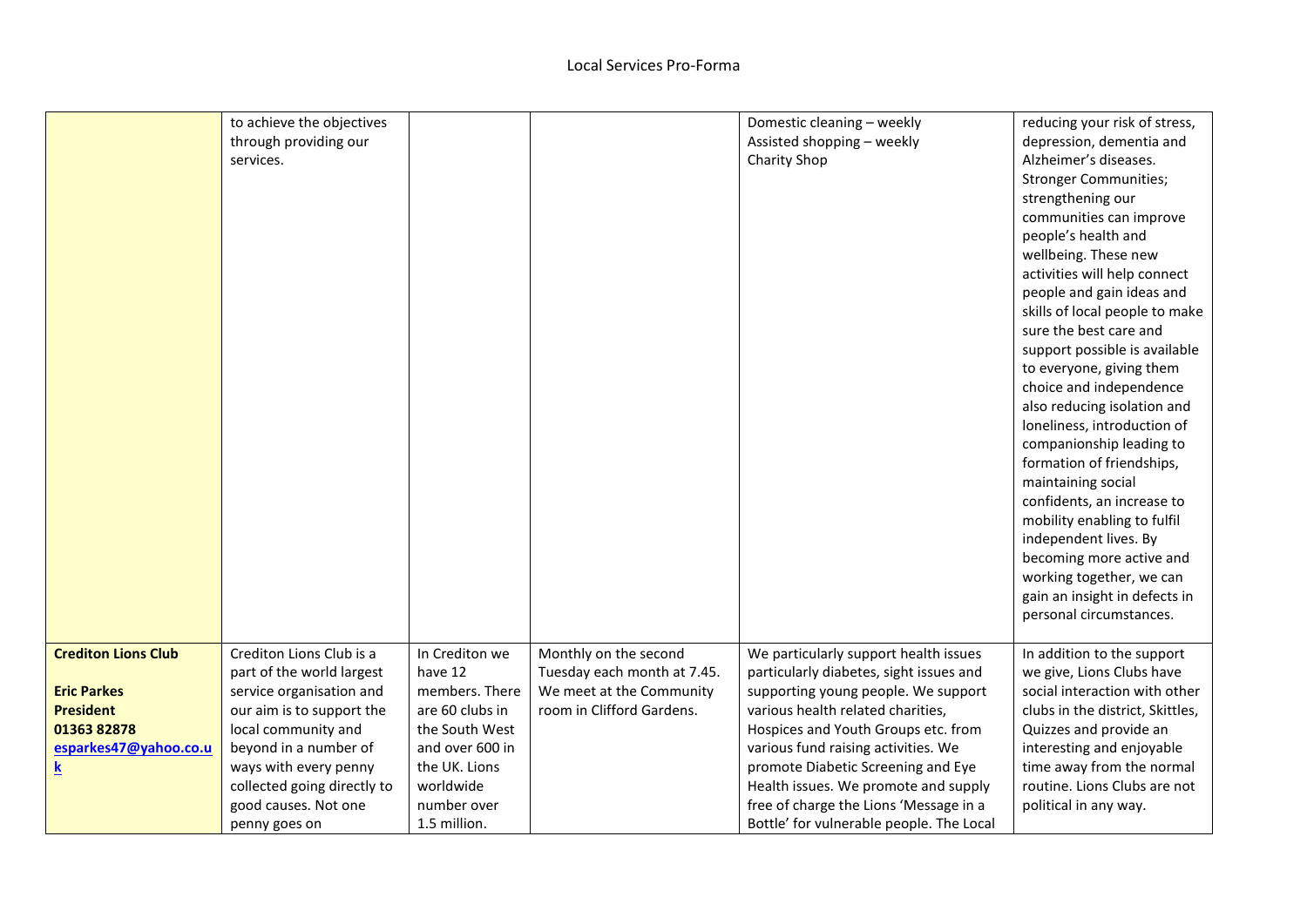# Local Services Pro-Forma

| | | | | | |
|---|---|---|---|---|---|
| | to achieve the objectives through providing our services. | | | Domestic cleaning – weekly<br>Assisted shopping – weekly<br>Charity Shop | reducing your risk of stress, depression, dementia and Alzheimer's diseases. Stronger Communities; strengthening our communities can improve people's health and wellbeing. These new activities will help connect people and gain ideas and skills of local people to make sure the best care and support possible is available to everyone, giving them choice and independence also reducing isolation and loneliness, introduction of companionship leading to formation of friendships, maintaining social confidents, an increase to mobility enabling to fulfil independent lives. By becoming more active and working together, we can gain an insight in defects in personal circumstances. |
| **Crediton Lions Club**<br><br>**Eric Parkes**<br>**President**<br>**01363 82878**<br>**esparkes47@yahoo.co.uk** | Crediton Lions Club is a part of the world largest service organisation and our aim is to support the local community and beyond in a number of ways with every penny collected going directly to good causes. Not one penny goes on | In Crediton we have 12 members. There are 60 clubs in the South West and over 600 in the UK. Lions worldwide number over 1.5 million. | Monthly on the second Tuesday each month at 7.45. We meet at the Community room in Clifford Gardens. | We particularly support health issues particularly diabetes, sight issues and supporting young people. We support various health related charities, Hospices and Youth Groups etc. from various fund raising activities. We promote Diabetic Screening and Eye Health issues. We promote and supply free of charge the Lions 'Message in a Bottle' for vulnerable people. The Local | In addition to the support we give, Lions Clubs have social interaction with other clubs in the district, Skittles, Quizzes and provide an interesting and enjoyable time away from the normal routine. Lions Clubs are not political in any way. |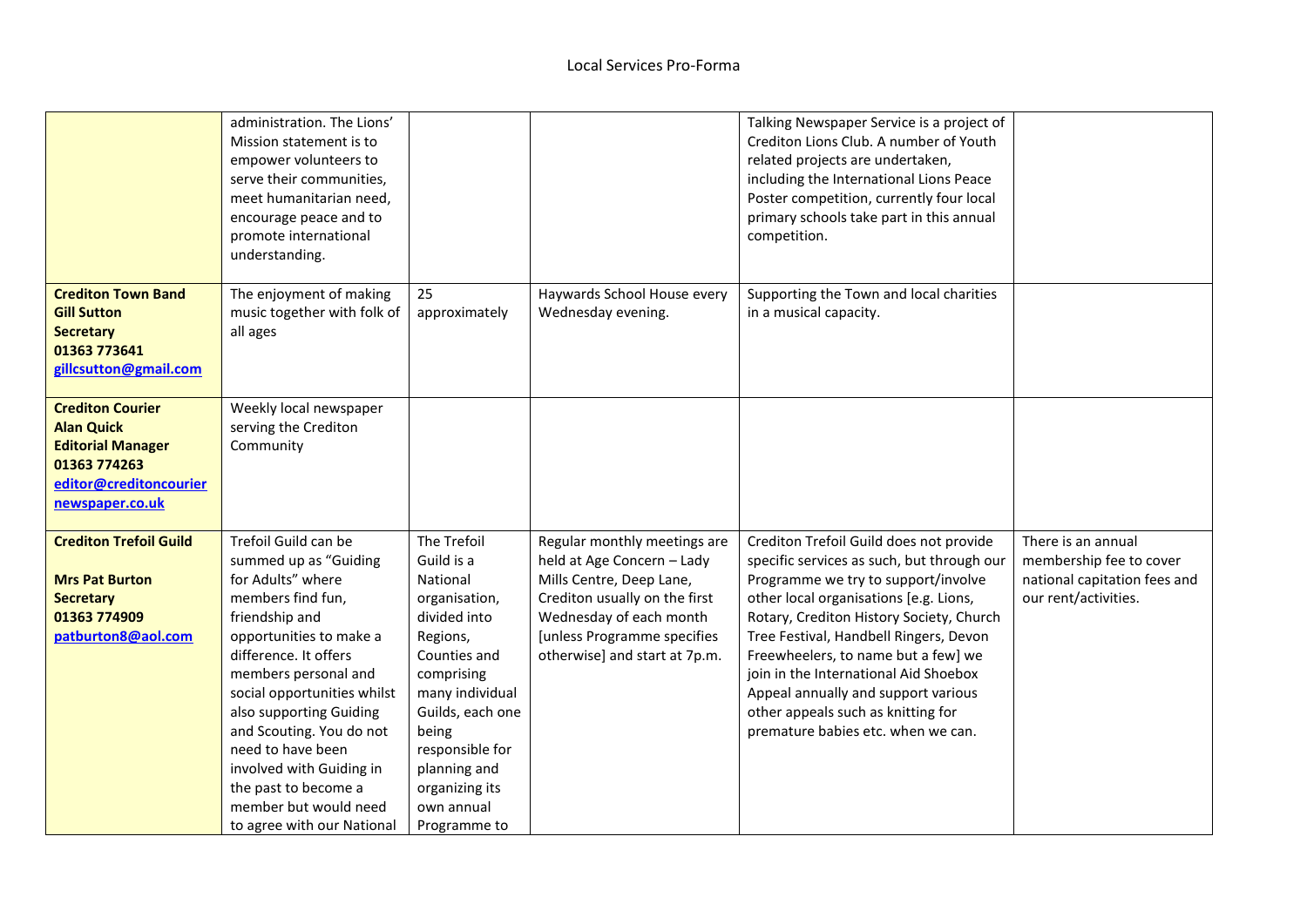| | | | | | |
|---|---|---|---|---|---|
| | administration. The Lions' Mission statement is to empower volunteers to serve their communities, meet humanitarian need, encourage peace and to promote international understanding. | | | Talking Newspaper Service is a project of Crediton Lions Club. A number of Youth related projects are undertaken, including the International Lions Peace Poster competition, currently four local primary schools take part in this annual competition. | |
| **Crediton Town Band**<br>**Gill Sutton**<br>**Secretary**<br>**01363 773641**<br>**gillcsutton@gmail.com** | The enjoyment of making music together with folk of all ages | 25 approximately | Haywards School House every Wednesday evening. | Supporting the Town and local charities in a musical capacity. | |
| **Crediton Courier**<br>**Alan Quick**<br>**Editorial Manager**<br>**01363 774263**<br>**editor@creditoncourier newspaper.co.uk** | Weekly local newspaper serving the Crediton Community | | | | |
| **Crediton Trefoil Guild**<br><br>**Mrs Pat Burton**<br>**Secretary**<br>**01363 774909**<br>**patburton8@aol.com** | Trefoil Guild can be summed up as "Guiding for Adults" where members find fun, friendship and opportunities to make a difference. It offers members personal and social opportunities whilst also supporting Guiding and Scouting. You do not need to have been involved with Guiding in the past to become a member but would need to agree with our National | The Trefoil Guild is a National organisation, divided into Regions, Counties and comprising many individual Guilds, each one being responsible for planning and organizing its own annual Programme to | Regular monthly meetings are held at Age Concern – Lady Mills Centre, Deep Lane, Crediton usually on the first Wednesday of each month [unless Programme specifies otherwise] and start at 7p.m. | Crediton Trefoil Guild does not provide specific services as such, but through our Programme we try to support/involve other local organisations [e.g. Lions, Rotary, Crediton History Society, Church Tree Festival, Handbell Ringers, Devon Freewheelers, to name but a few] we join in the International Aid Shoebox Appeal annually and support various other appeals such as knitting for premature babies etc. when we can. | There is an annual membership fee to cover national capitation fees and our rent/activities. |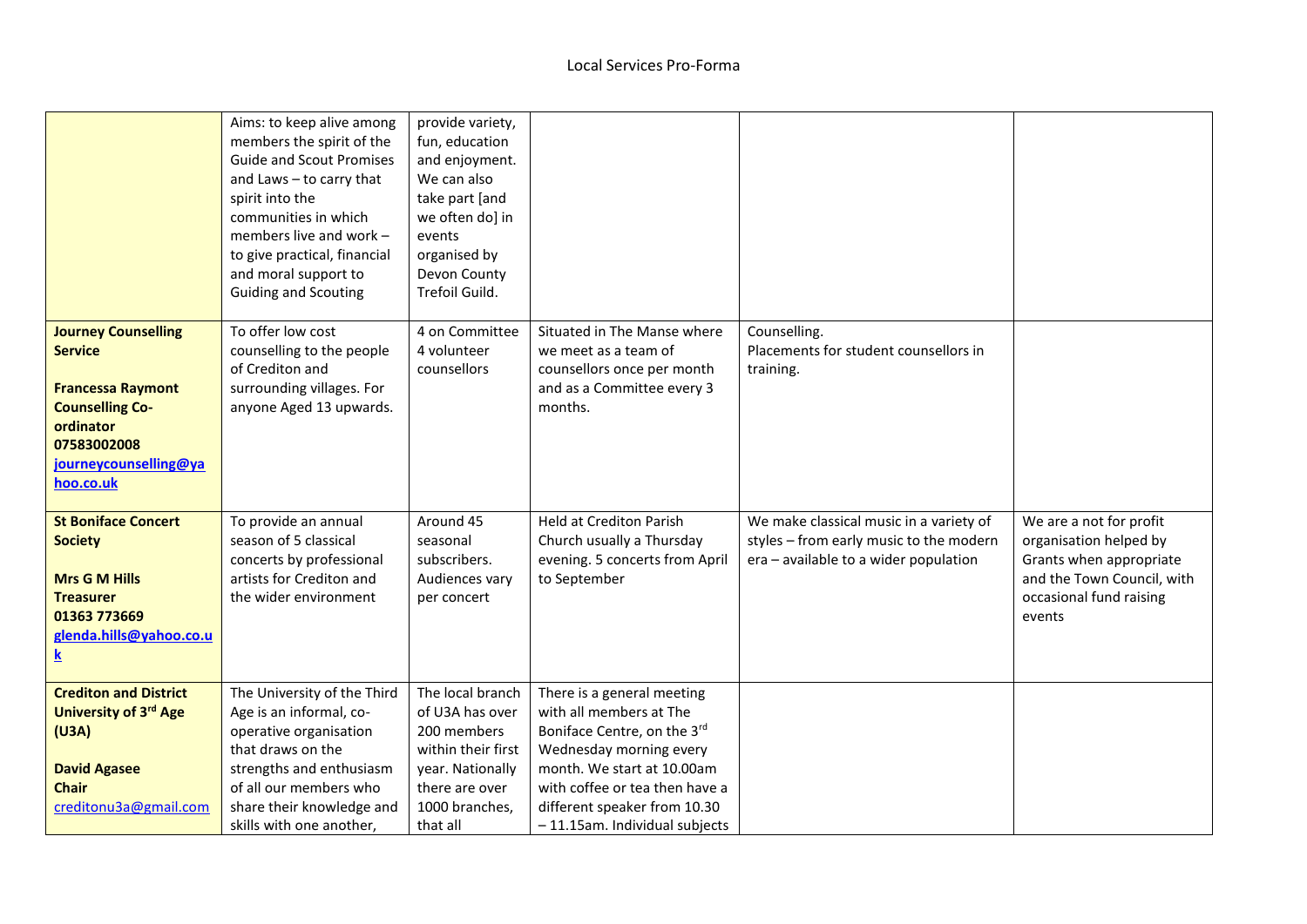Local Services Pro-Forma

| | | | | | |
|---|---|---|---|---|---|
| | Aims: to keep alive among members the spirit of the Guide and Scout Promises and Laws – to carry that spirit into the communities in which members live and work – to give practical, financial and moral support to Guiding and Scouting | provide variety, fun, education and enjoyment. We can also take part [and we often do] in events organised by Devon County Trefoil Guild. | | | |
| **Journey Counselling Service**<br><br>**Francessa Raymont Counselling Co-ordinator**<br>**07583002008**<br>**journeycounselling@yahoo.co.uk** | To offer low cost counselling to the people of Crediton and surrounding villages. For anyone Aged 13 upwards. | 4 on Committee 4 volunteer counsellors | Situated in The Manse where we meet as a team of counsellors once per month and as a Committee every 3 months. | Counselling.<br>Placements for student counsellors in training. | |
| **St Boniface Concert Society**<br><br>**Mrs G M Hills Treasurer**<br>**01363 773669**<br>**glenda.hills@yahoo.co.uk** | To provide an annual season of 5 classical concerts by professional artists for Crediton and the wider environment | Around 45 seasonal subscribers. Audiences vary per concert | Held at Crediton Parish Church usually a Thursday evening. 5 concerts from April to September | We make classical music in a variety of styles – from early music to the modern era – available to a wider population | We are a not for profit organisation helped by Grants when appropriate and the Town Council, with occasional fund raising events |
| **Crediton and District University of 3rd Age (U3A)**<br><br>**David Agasee Chair**<br>creditonu3a@gmail.com | The University of the Third Age is an informal, co-operative organisation that draws on the strengths and enthusiasm of all our members who share their knowledge and skills with one another, | The local branch of U3A has over 200 members within their first year. Nationally there are over 1000 branches, that all | There is a general meeting with all members at The Boniface Centre, on the 3rd Wednesday morning every month. We start at 10.00am with coffee or tea then have a different speaker from 10.30 – 11.15am. Individual subjects | | |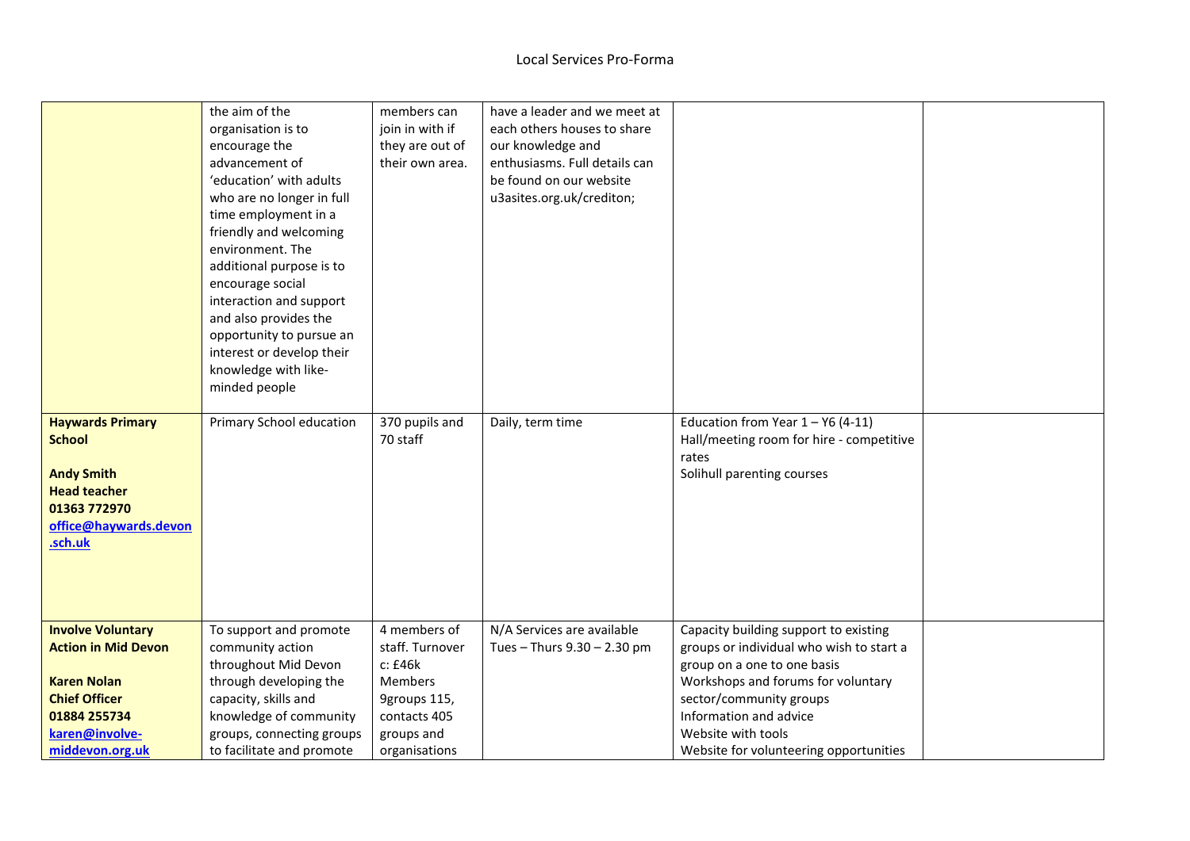| | | | | | |
|---|---|---|---|---|---|
| | the aim of the organisation is to encourage the advancement of 'education' with adults who are no longer in full time employment in a friendly and welcoming environment. The additional purpose is to encourage social interaction and support and also provides the opportunity to pursue an interest or develop their knowledge with like-minded people | members can join in with if they are out of their own area. | have a leader and we meet at each others houses to share our knowledge and enthusiasms. Full details can be found on our website u3asites.org.uk/crediton; | | |
| **Haywards Primary School**<br><br>**Andy Smith**<br>**Head teacher**<br>**01363 772970**<br>**office@haywards.devon.sch.uk** | Primary School education | 370 pupils and 70 staff | Daily, term time | Education from Year 1 – Y6 (4-11)<br>Hall/meeting room for hire - competitive rates<br>Solihull parenting courses | |
| **Involve Voluntary Action in Mid Devon**<br><br>**Karen Nolan**<br>**Chief Officer**<br>**01884 255734**<br>**karen@involve-middevon.org.uk** | To support and promote community action throughout Mid Devon through developing the capacity, skills and knowledge of community groups, connecting groups to facilitate and promote | 4 members of staff. Turnover c: £46k<br>Members 9groups 115, contacts 405 groups and organisations | N/A Services are available Tues – Thurs 9.30 – 2.30 pm | Capacity building support to existing groups or individual who wish to start a group on a one to one basis<br>Workshops and forums for voluntary sector/community groups<br>Information and advice<br>Website with tools<br>Website for volunteering opportunities | |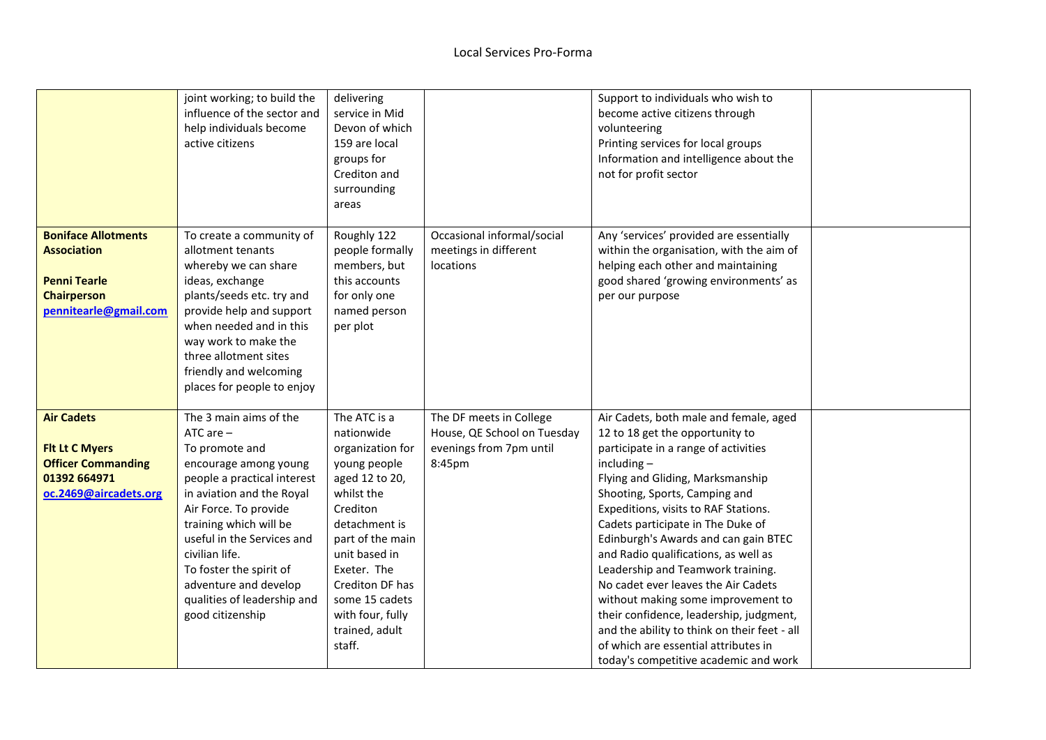| | | | | | |
|---|---|---|---|---|---|
| | joint working; to build the influence of the sector and help individuals become active citizens | delivering service in Mid Devon of which 159 are local groups for Crediton and surrounding areas | | Support to individuals who wish to become active citizens through volunteering<br>Printing services for local groups<br>Information and intelligence about the not for profit sector | |
| **Boniface Allotments Association**<br><br>**Penni Tearle Chairperson**<br>**pennitearle@gmail.com** | To create a community of allotment tenants whereby we can share ideas, exchange plants/seeds etc. try and provide help and support when needed and in this way work to make the three allotment sites friendly and welcoming places for people to enjoy | Roughly 122 people formally members, but this accounts for only one named person per plot | Occasional informal/social meetings in different locations | Any 'services' provided are essentially within the organisation, with the aim of helping each other and maintaining good shared 'growing environments' as per our purpose | |
| **Air Cadets**<br><br>**Flt Lt C Myers**<br>**Officer Commanding**<br>**01392 664971**<br>**oc.2469@aircadets.org** | The 3 main aims of the ATC are –<br>To promote and encourage among young people a practical interest in aviation and the Royal Air Force. To provide training which will be useful in the Services and civilian life.<br>To foster the spirit of adventure and develop qualities of leadership and good citizenship | The ATC is a nationwide organization for young people aged 12 to 20, whilst the Crediton detachment is part of the main unit based in Exeter. The Crediton DF has some 15 cadets with four, fully trained, adult staff. | The DF meets in College House, QE School on Tuesday evenings from 7pm until 8:45pm | Air Cadets, both male and female, aged 12 to 18 get the opportunity to participate in a range of activities including –<br>Flying and Gliding, Marksmanship Shooting, Sports, Camping and Expeditions, visits to RAF Stations.<br>Cadets participate in The Duke of Edinburgh's Awards and can gain BTEC and Radio qualifications, as well as Leadership and Teamwork training.<br>No cadet ever leaves the Air Cadets without making some improvement to their confidence, leadership, judgment, and the ability to think on their feet - all of which are essential attributes in today's competitive academic and work | |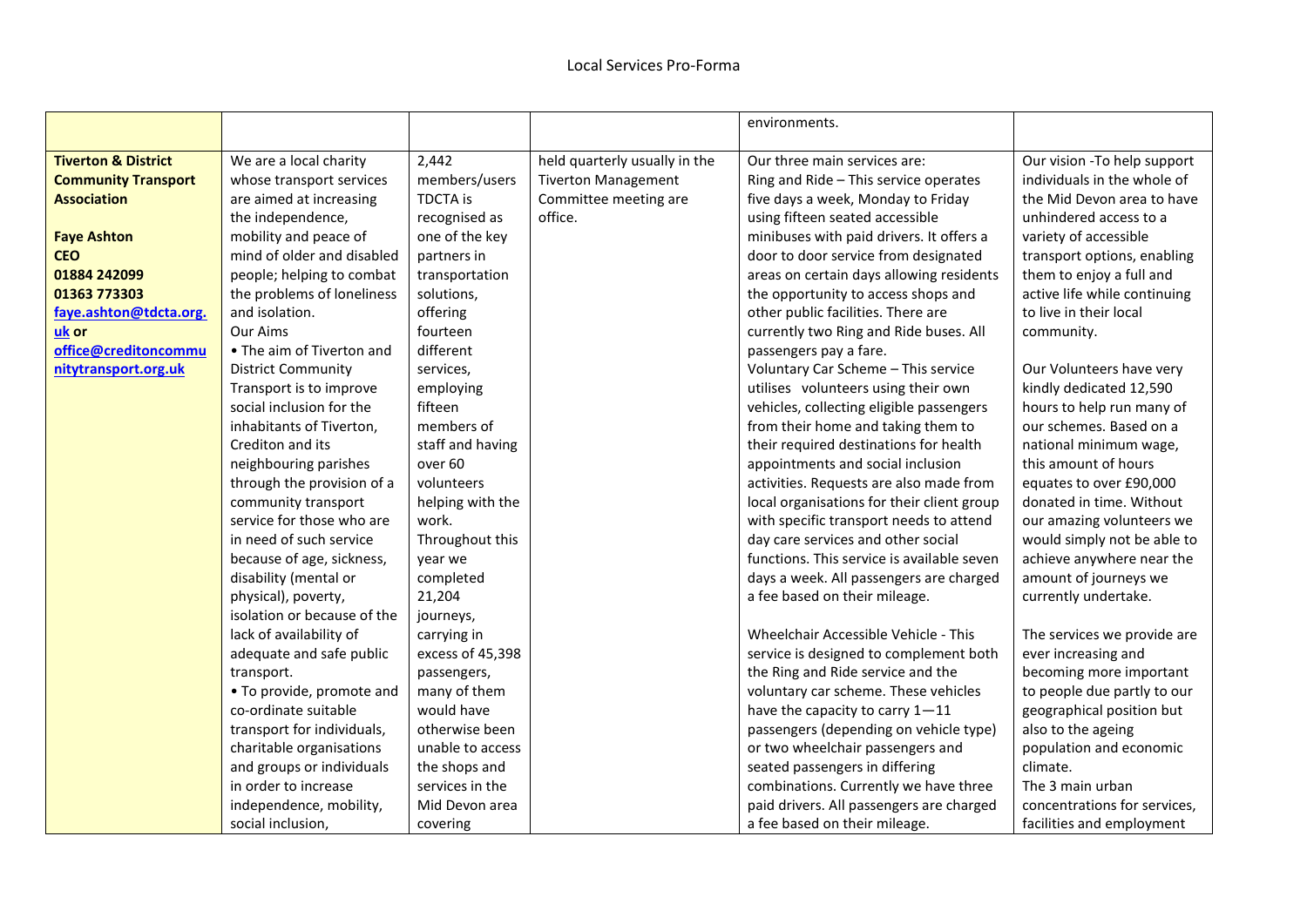# Local Services Pro-Forma

| | | | | | |
|---|---|---|---|---|---|
| | | | | environments. | |
| **Tiverton & District Community Transport Association**<br><br>**Faye Ashton**<br>**CEO**<br>**01884 242099**<br>**01363 773303**<br>**faye.ashton@tdcta.org.uk or office@creditoncommunitytransport.org.uk** | We are a local charity whose transport services are aimed at increasing the independence, mobility and peace of mind of older and disabled people; helping to combat the problems of loneliness and isolation.<br>Our Aims<br>• The aim of Tiverton and District Community Transport is to improve social inclusion for the inhabitants of Tiverton, Crediton and its neighbouring parishes through the provision of a community transport service for those who are in need of such service because of age, sickness, disability (mental or physical), poverty, isolation or because of the lack of availability of adequate and safe public transport.<br>• To provide, promote and co-ordinate suitable transport for individuals, charitable organisations and groups or individuals in order to increase independence, mobility, social inclusion, | 2,442 members/users TDCTA is recognised as one of the key partners in transportation solutions, offering fourteen different services, employing fifteen members of staff and having over 60 volunteers helping with the work. Throughout this year we completed 21,204 journeys, carrying in excess of 45,398 passengers, many of them would have otherwise been unable to access the shops and services in the Mid Devon area covering | held quarterly usually in the Tiverton Management Committee meeting are office. | Our three main services are:<br>Ring and Ride – This service operates five days a week, Monday to Friday using fifteen seated accessible minibuses with paid drivers. It offers a door to door service from designated areas on certain days allowing residents the opportunity to access shops and other public facilities. There are currently two Ring and Ride buses. All passengers pay a fare.<br>Voluntary Car Scheme – This service utilises volunteers using their own vehicles, collecting eligible passengers from their home and taking them to their required destinations for health appointments and social inclusion activities. Requests are also made from local organisations for their client group with specific transport needs to attend day care services and other social functions. This service is available seven days a week. All passengers are charged a fee based on their mileage.<br><br>Wheelchair Accessible Vehicle - This service is designed to complement both the Ring and Ride service and the voluntary car scheme. These vehicles have the capacity to carry 1—11 passengers (depending on vehicle type) or two wheelchair passengers and seated passengers in differing combinations. Currently we have three paid drivers. All passengers are charged a fee based on their mileage. | Our vision -To help support individuals in the whole of the Mid Devon area to have unhindered access to a variety of accessible transport options, enabling them to enjoy a full and active life while continuing to live in their local community.<br><br>Our Volunteers have very kindly dedicated 12,590 hours to help run many of our schemes. Based on a national minimum wage, this amount of hours equates to over £90,000 donated in time. Without our amazing volunteers we would simply not be able to achieve anywhere near the amount of journeys we currently undertake.<br><br>The services we provide are ever increasing and becoming more important to people due partly to our geographical position but also to the ageing population and economic climate.<br>The 3 main urban concentrations for services, facilities and employment |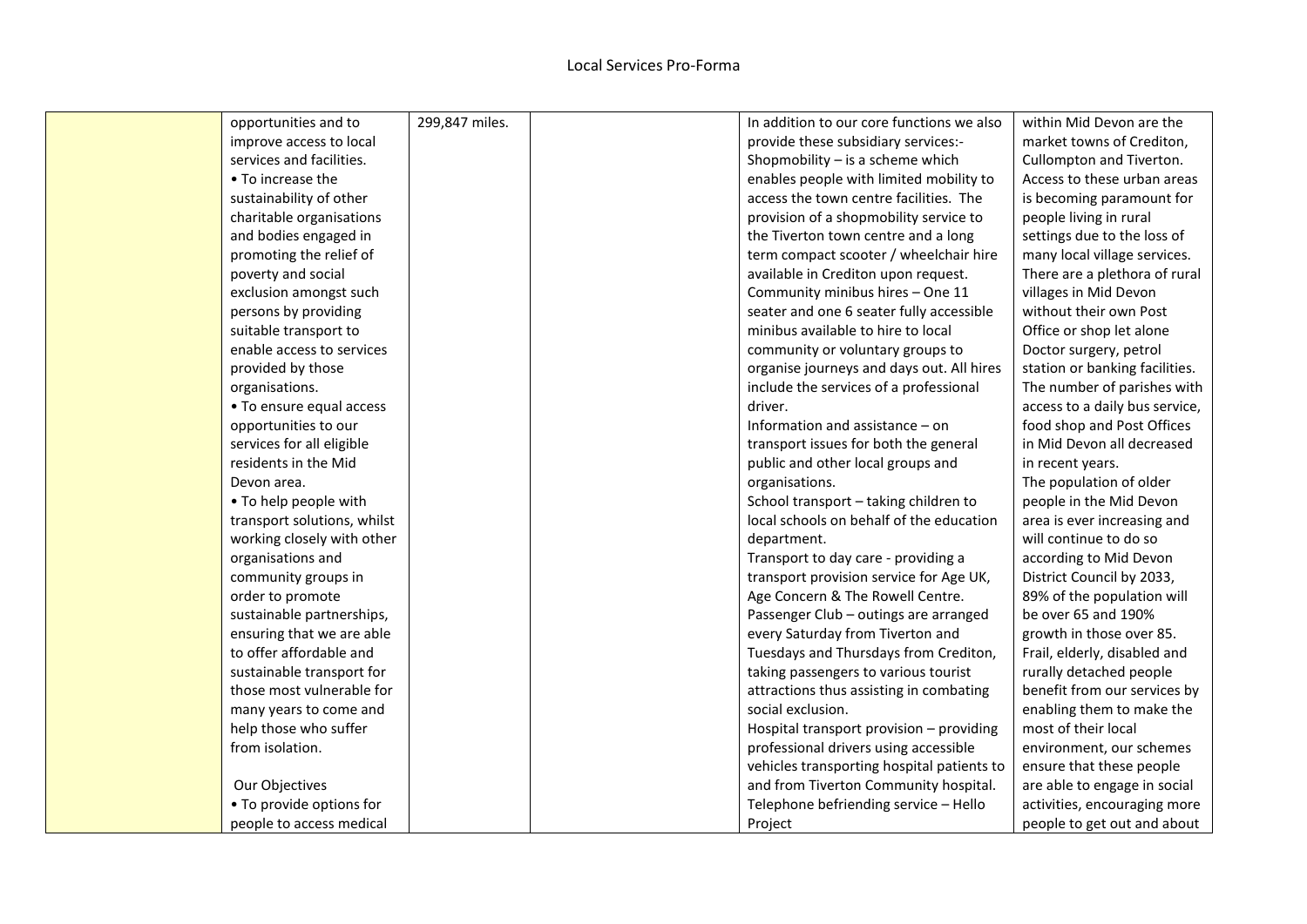| | | | | | |
|---|---|---|---|---|---|
| | opportunities and to improve access to local services and facilities.<br>• To increase the sustainability of other charitable organisations and bodies engaged in promoting the relief of poverty and social exclusion amongst such persons by providing suitable transport to enable access to services provided by those organisations.<br>• To ensure equal access opportunities to our services for all eligible residents in the Mid Devon area.<br>• To help people with transport solutions, whilst working closely with other organisations and community groups in order to promote sustainable partnerships, ensuring that we are able to offer affordable and sustainable transport for those most vulnerable for many years to come and help those who suffer from isolation.<br><br>Our Objectives<br>• To provide options for people to access medical | 299,847 miles. | | In addition to our core functions we also provide these subsidiary services:-<br>Shopmobility – is a scheme which enables people with limited mobility to access the town centre facilities. The provision of a shopmobility service to the Tiverton town centre and a long term compact scooter / wheelchair hire available in Crediton upon request.<br>Community minibus hires – One 11 seater and one 6 seater fully accessible minibus available to hire to local community or voluntary groups to organise journeys and days out. All hires include the services of a professional driver.<br>Information and assistance – on transport issues for both the general public and other local groups and organisations.<br>School transport – taking children to local schools on behalf of the education department.<br>Transport to day care - providing a transport provision service for Age UK, Age Concern & The Rowell Centre.<br>Passenger Club – outings are arranged every Saturday from Tiverton and Tuesdays and Thursdays from Crediton, taking passengers to various tourist attractions thus assisting in combating social exclusion.<br>Hospital transport provision – providing professional drivers using accessible vehicles transporting hospital patients to and from Tiverton Community hospital.<br>Telephone befriending service – Hello Project | within Mid Devon are the market towns of Crediton, Cullompton and Tiverton. Access to these urban areas is becoming paramount for people living in rural settings due to the loss of many local village services. There are a plethora of rural villages in Mid Devon without their own Post Office or shop let alone Doctor surgery, petrol station or banking facilities. The number of parishes with access to a daily bus service, food shop and Post Offices in Mid Devon all decreased in recent years.<br>The population of older people in the Mid Devon area is ever increasing and will continue to do so according to Mid Devon District Council by 2033, 89% of the population will be over 65 and 190% growth in those over 85.<br>Frail, elderly, disabled and rurally detached people benefit from our services by enabling them to make the most of their local environment, our schemes ensure that these people are able to engage in social activities, encouraging more people to get out and about |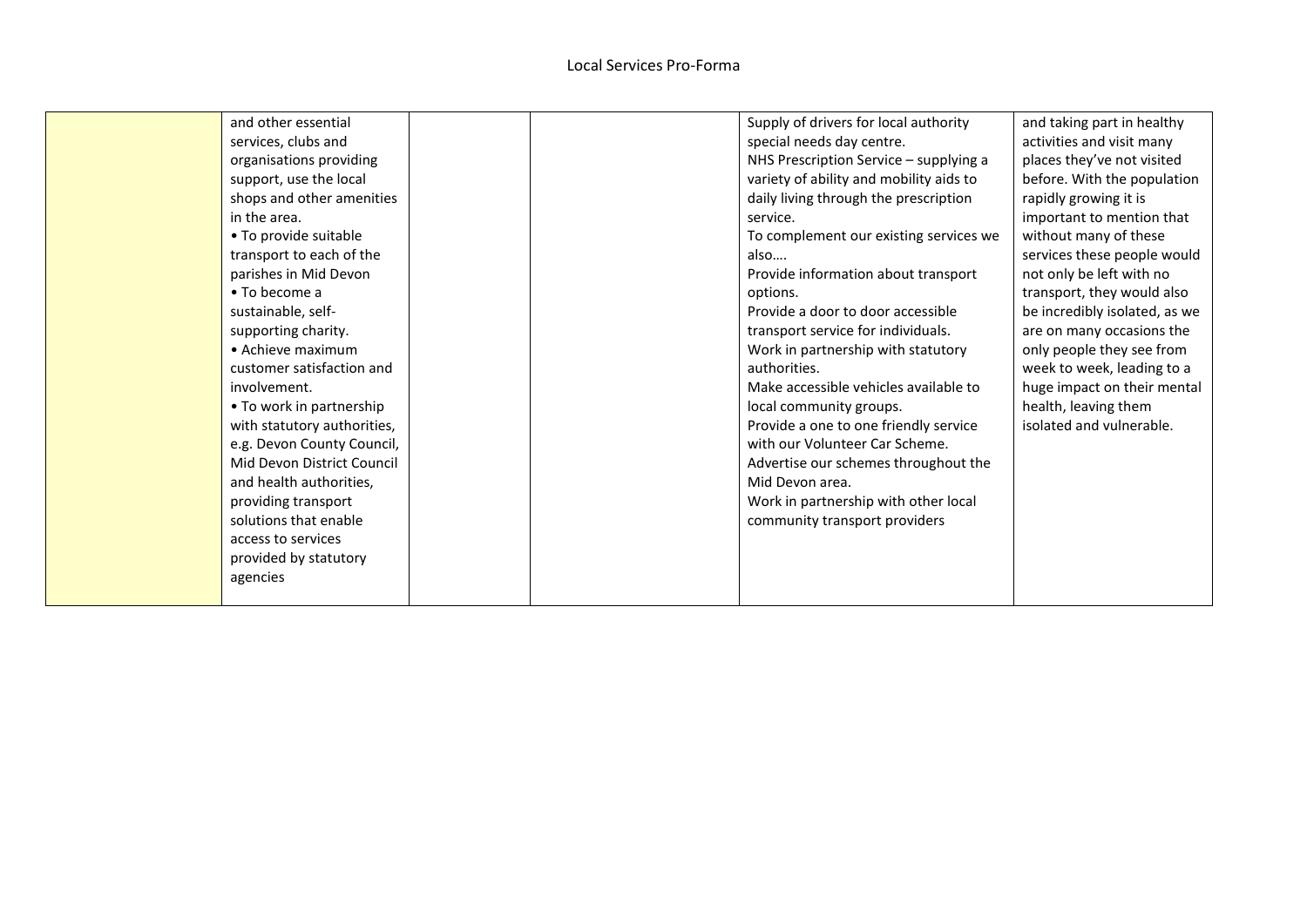| | | | | | |
|---|---|---|---|---|---|
| | and other essential services, clubs and organisations providing support, use the local shops and other amenities in the area.<br>• To provide suitable transport to each of the parishes in Mid Devon<br>• To become a sustainable, self-supporting charity.<br>• Achieve maximum customer satisfaction and involvement.<br>• To work in partnership with statutory authorities, e.g. Devon County Council, Mid Devon District Council and health authorities, providing transport solutions that enable access to services provided by statutory agencies | | | Supply of drivers for local authority special needs day centre.<br>NHS Prescription Service – supplying a variety of ability and mobility aids to daily living through the prescription service.<br>To complement our existing services we also….<br>Provide information about transport options.<br>Provide a door to door accessible transport service for individuals.<br>Work in partnership with statutory authorities.<br>Make accessible vehicles available to local community groups.<br>Provide a one to one friendly service with our Volunteer Car Scheme.<br>Advertise our schemes throughout the Mid Devon area.<br>Work in partnership with other local community transport providers | and taking part in healthy activities and visit many places they've not visited before. With the population rapidly growing it is important to mention that without many of these services these people would not only be left with no transport, they would also be incredibly isolated, as we are on many occasions the only people they see from week to week, leading to a huge impact on their mental health, leaving them isolated and vulnerable. |